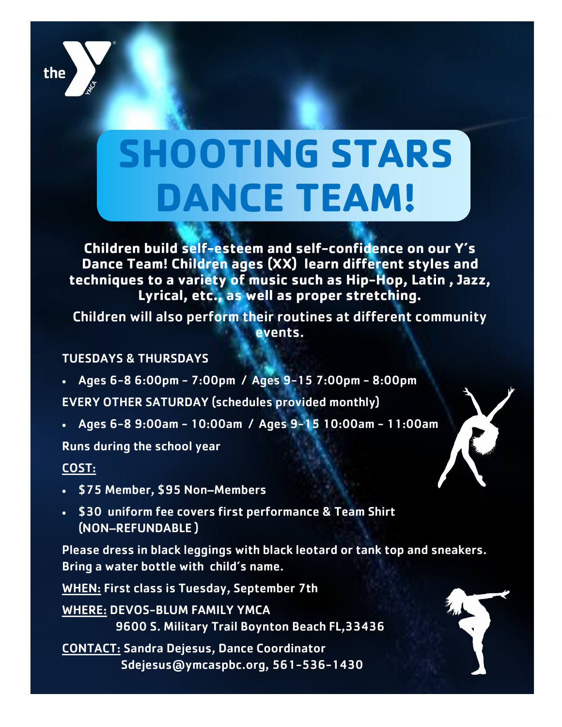# SHOOTING STARS DANCE TEAM!

**Children build self-esteem and self-confidence on our Y's Dance Team! Children ages (XX) learn different styles and techniques to a variety of music such as Hip-Hop, Latin , Jazz, Lyrical, etc., as well as proper stretching.**

**Children will also perform their routines at different community events.**

TUESDAYS & THURSDAYS

- Ages 6-8 6:00pm - 7:00pm / Ages 9-15 7:00pm - 8:00pm

EVERY OTHER SATURDAY (schedules provided monthly)

- Ages 6-8 9:00am - 10:00am / Ages 9-15 10:00am - 11:00am

Runs during the school year

<u>COST:</u>

- $75 Member, $95 Non–Members
- $30 uniform fee covers first performance & Team Shirt (NON–REFUNDABLE )

Please dress in black leggings with black leotard or tank top and sneakers. Bring a water bottle with child's name.

<u>WHEN:</u> First class is Tuesday, September 7th

<u>WHERE:</u> DEVOS-BLUM FAMILY YMCA
9600 S. Military Trail Boynton Beach FL,33436

<u>CONTACT:</u> Sandra Dejesus, Dance Coordinator
Sdejesus@ymcaspbc.org, 561-536-1430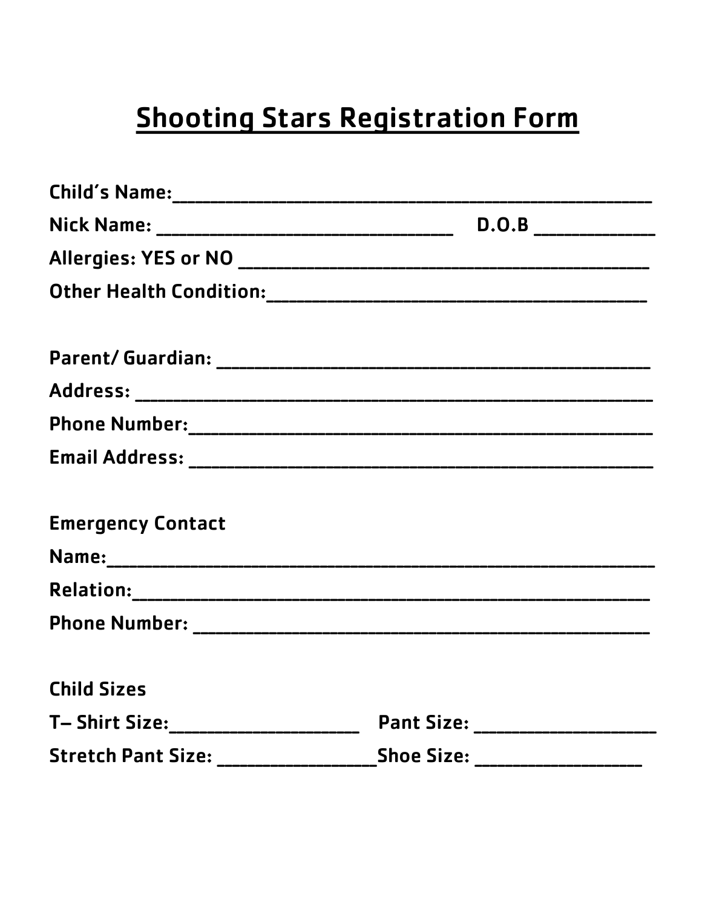# Shooting Stars Registration Form

**Child's Name:**\_\_\_\_\_\_\_\_\_\_\_\_\_\_\_\_\_\_\_\_\_\_\_\_\_\_\_\_\_\_\_\_\_\_\_\_\_\_\_\_\_\_\_\_\_\_\_\_

**Nick Name:** \_\_\_\_\_\_\_\_\_\_\_\_\_\_\_\_\_\_\_\_\_\_\_\_\_\_\_\_\_\_ **D.O.B** \_\_\_\_\_\_\_\_\_\_\_\_

**Allergies: YES or NO** \_\_\_\_\_\_\_\_\_\_\_\_\_\_\_\_\_\_\_\_\_\_\_\_\_\_\_\_\_\_\_\_\_\_\_\_\_\_\_\_

**Other Health Condition:**\_\_\_\_\_\_\_\_\_\_\_\_\_\_\_\_\_\_\_\_\_\_\_\_\_\_\_\_\_\_\_\_\_\_\_\_\_\_\_\_

**Parent/ Guardian:** \_\_\_\_\_\_\_\_\_\_\_\_\_\_\_\_\_\_\_\_\_\_\_\_\_\_\_\_\_\_\_\_\_\_\_\_\_\_\_\_\_\_\_\_

**Address:** \_\_\_\_\_\_\_\_\_\_\_\_\_\_\_\_\_\_\_\_\_\_\_\_\_\_\_\_\_\_\_\_\_\_\_\_\_\_\_\_\_\_\_\_\_\_\_\_\_\_

**Phone Number:**\_\_\_\_\_\_\_\_\_\_\_\_\_\_\_\_\_\_\_\_\_\_\_\_\_\_\_\_\_\_\_\_\_\_\_\_\_\_\_\_\_\_\_\_\_\_

**Email Address:** \_\_\_\_\_\_\_\_\_\_\_\_\_\_\_\_\_\_\_\_\_\_\_\_\_\_\_\_\_\_\_\_\_\_\_\_\_\_\_\_\_\_\_\_

**Emergency Contact**

**Name:**\_\_\_\_\_\_\_\_\_\_\_\_\_\_\_\_\_\_\_\_\_\_\_\_\_\_\_\_\_\_\_\_\_\_\_\_\_\_\_\_\_\_\_\_\_\_\_\_\_\_\_\_\_

**Relation:**\_\_\_\_\_\_\_\_\_\_\_\_\_\_\_\_\_\_\_\_\_\_\_\_\_\_\_\_\_\_\_\_\_\_\_\_\_\_\_\_\_\_\_\_\_\_\_\_\_\_

**Phone Number:** \_\_\_\_\_\_\_\_\_\_\_\_\_\_\_\_\_\_\_\_\_\_\_\_\_\_\_\_\_\_\_\_\_\_\_\_\_\_\_\_\_\_\_\_

**Child Sizes**

**T– Shirt Size:**\_\_\_\_\_\_\_\_\_\_\_\_\_\_\_\_\_\_ **Pant Size:** \_\_\_\_\_\_\_\_\_\_\_\_\_\_\_\_\_\_

**Stretch Pant Size:** \_\_\_\_\_\_\_\_\_\_\_\_\_\_\_\_**Shoe Size:** \_\_\_\_\_\_\_\_\_\_\_\_\_\_\_\_\_